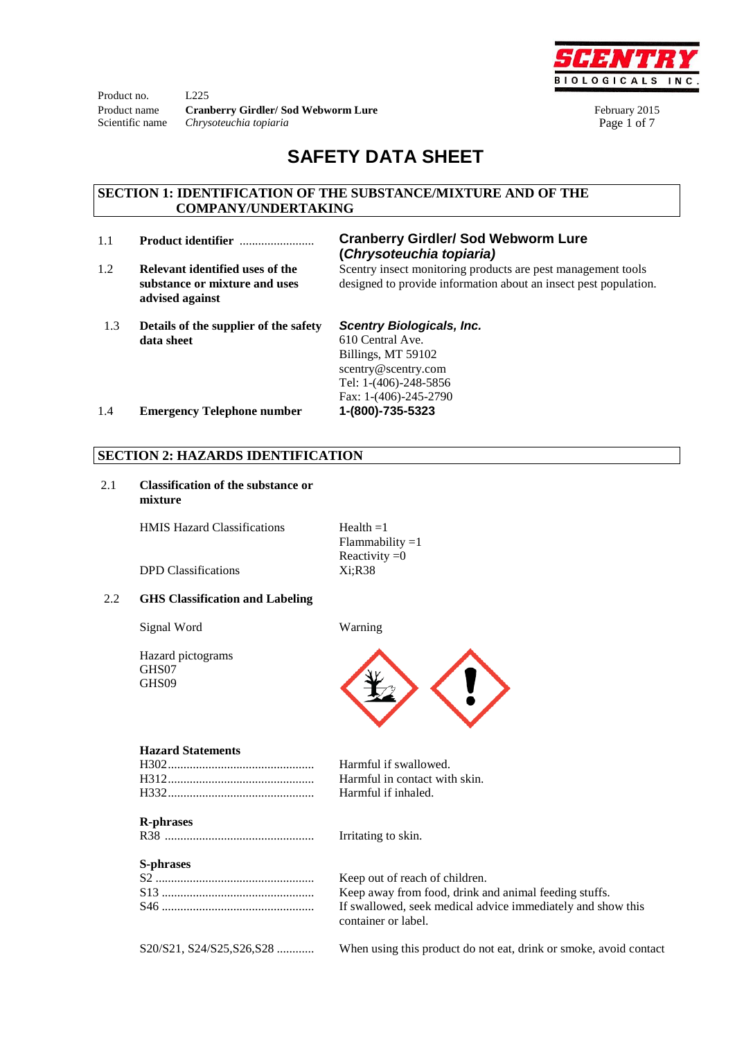Product no. L225
Product name **Cranberry Girdler/ Sod Webworm Lure**
Scientific name *Chrysoteuchia topiaria*

February 2015

# SAFETY DATA SHEET

## SECTION 1: IDENTIFICATION OF THE SUBSTANCE/MIXTURE AND OF THE COMPANY/UNDERTAKING

1.1 **Product identifier** ........................ **Cranberry Girdler/ Sod Webworm Lure (*Chrysoteuchia topiaria)***

1.2 **Relevant identified uses of the substance or mixture and uses advised against** — Scentry insect monitoring products are pest management tools designed to provide information about an insect pest population.

1.3 **Details of the supplier of the safety data sheet** — ***Scentry Biologicals, Inc.***
610 Central Ave.
Billings, MT 59102
scentry@scentry.com
Tel: 1-(406)-248-5856
Fax: 1-(406)-245-2790

1.4 **Emergency Telephone number** **1-(800)-735-5323**

## SECTION 2: HAZARDS IDENTIFICATION

2.1 **Classification of the substance or mixture**

HMIS Hazard Classifications — Health =1
Flammability =1
Reactivity =0

DPD Classifications — Xi;R38

2.2 **GHS Classification and Labeling**

Signal Word — Warning

Hazard pictograms
GHS07
GHS09

**Hazard Statements**
H302.............................................. Harmful if swallowed.
H312.............................................. Harmful in contact with skin.
H332.............................................. Harmful if inhaled.

**R-phrases**
R38 ............................................... Irritating to skin.

**S-phrases**
S2 .................................................. Keep out of reach of children.
S13 ................................................ Keep away from food, drink and animal feeding stuffs.
S46 ................................................ If swallowed, seek medical advice immediately and show this container or label.

S20/S21, S24/S25,S26,S28 ............ When using this product do not eat, drink or smoke, avoid contact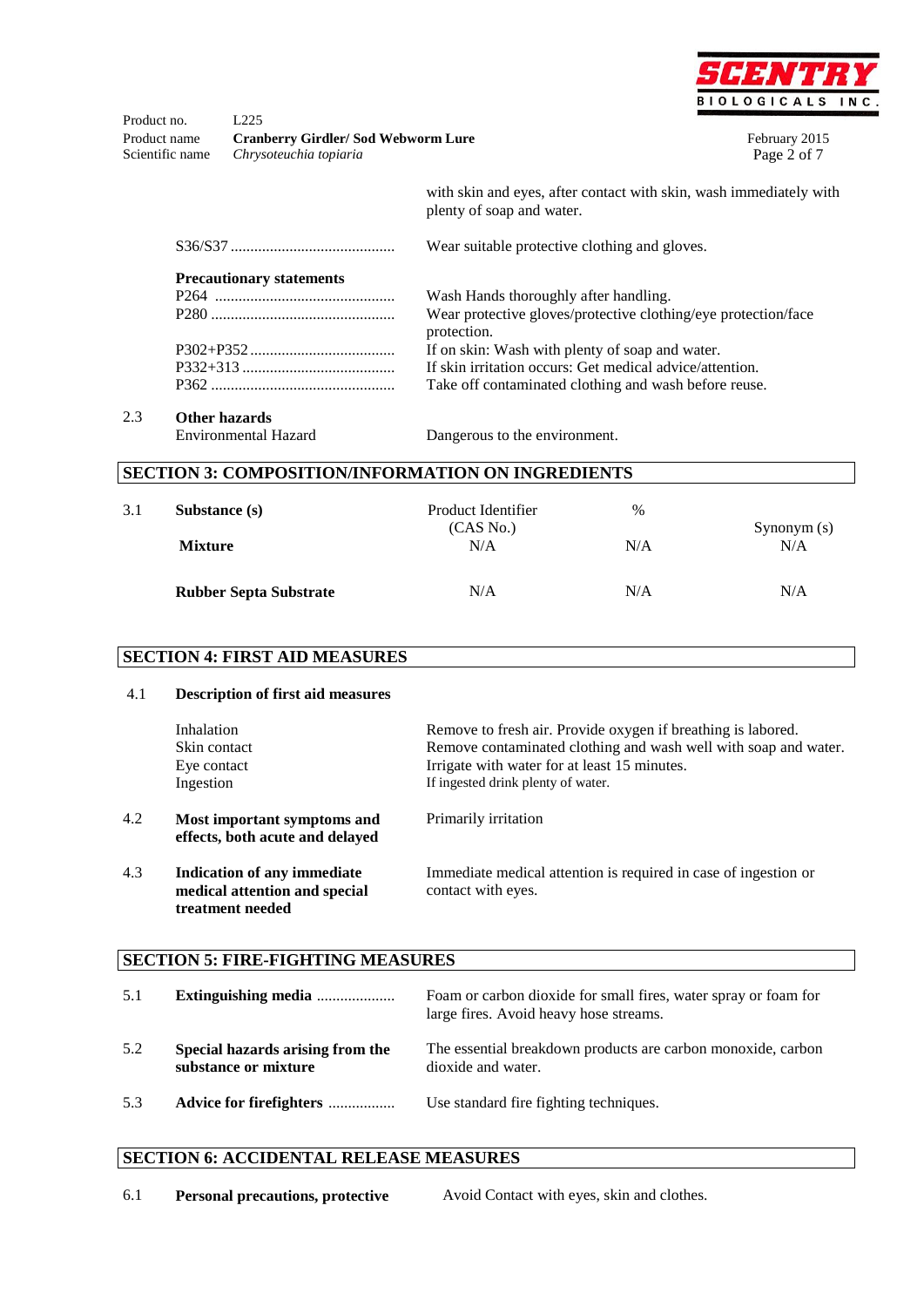with skin and eyes, after contact with skin, wash immediately with plenty of soap and water.

S36/S37 .......................................... Wear suitable protective clothing and gloves.

**Precautionary statements**

| | |
|---|---|
| P264 | Wash Hands thoroughly after handling. |
| P280 | Wear protective gloves/protective clothing/eye protection/face protection. |
| P302+P352 | If on skin: Wash with plenty of soap and water. |
| P332+313 | If skin irritation occurs: Get medical advice/attention. |
| P362 | Take off contaminated clothing and wash before reuse. |

2.3 **Other hazards**

Environmental Hazard — Dangerous to the environment.

## SECTION 3: COMPOSITION/INFORMATION ON INGREDIENTS

| 3.1 | Substance (s) | Product Identifier (CAS No.) | % | Synonym (s) |
|---|---|---|---|---|
| | **Mixture** | N/A | N/A | N/A |
| | **Rubber Septa Substrate** | N/A | N/A | N/A |

## SECTION 4: FIRST AID MEASURES

4.1 **Description of first aid measures**

| | |
|---|---|
| Inhalation | Remove to fresh air. Provide oxygen if breathing is labored. |
| Skin contact | Remove contaminated clothing and wash well with soap and water. |
| Eye contact | Irrigate with water for at least 15 minutes. |
| Ingestion | If ingested drink plenty of water. |

4.2 **Most important symptoms and effects, both acute and delayed** — Primarily irritation

4.3 **Indication of any immediate medical attention and special treatment needed** — Immediate medical attention is required in case of ingestion or contact with eyes.

## SECTION 5: FIRE-FIGHTING MEASURES

5.1 **Extinguishing media** .................... Foam or carbon dioxide for small fires, water spray or foam for large fires. Avoid heavy hose streams.

5.2 **Special hazards arising from the substance or mixture** — The essential breakdown products are carbon monoxide, carbon dioxide and water.

5.3 **Advice for firefighters** ................. Use standard fire fighting techniques.

## SECTION 6: ACCIDENTAL RELEASE MEASURES

6.1 **Personal precautions, protective** — Avoid Contact with eyes, skin and clothes.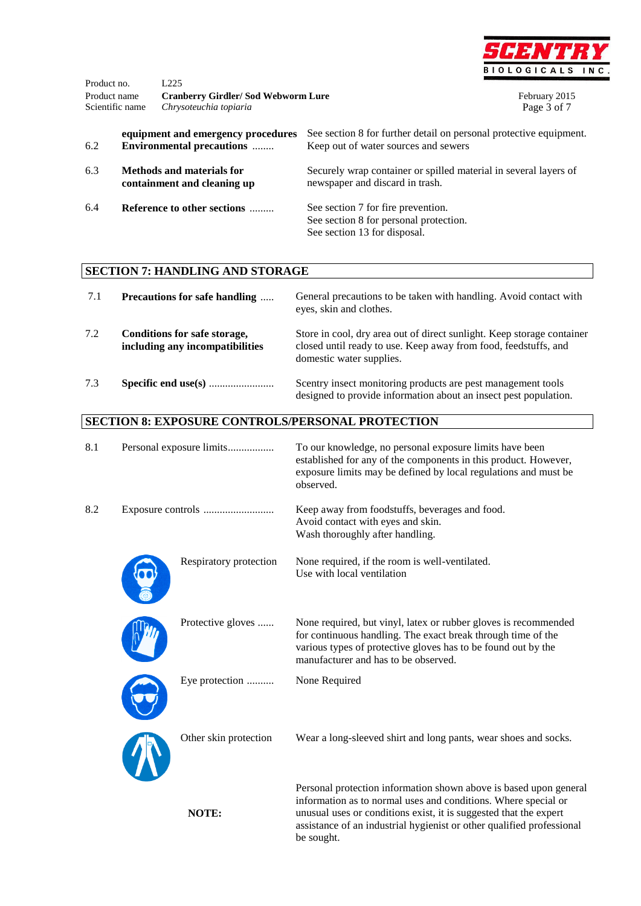| | | |
|---|---|---|
| | **equipment and emergency procedures** | See section 8 for further detail on personal protective equipment. |
| 6.2 | **Environmental precautions** ........ | Keep out of water sources and sewers |
| 6.3 | **Methods and materials for containment and cleaning up** | Securely wrap container or spilled material in several layers of newspaper and discard in trash. |
| 6.4 | **Reference to other sections** ......... | See section 7 for fire prevention.<br>See section 8 for personal protection.<br>See section 13 for disposal. |

## SECTION 7: HANDLING AND STORAGE

| | | |
|---|---|---|
| 7.1 | **Precautions for safe handling** ..... | General precautions to be taken with handling. Avoid contact with eyes, skin and clothes. |
| 7.2 | **Conditions for safe storage, including any incompatibilities** | Store in cool, dry area out of direct sunlight. Keep storage container closed until ready to use. Keep away from food, feedstuffs, and domestic water supplies. |
| 7.3 | **Specific end use(s)** ........................ | Scentry insect monitoring products are pest management tools designed to provide information about an insect pest population. |

## SECTION 8: EXPOSURE CONTROLS/PERSONAL PROTECTION

| | | |
|---|---|---|
| 8.1 | Personal exposure limits................. | To our knowledge, no personal exposure limits have been established for any of the components in this product. However, exposure limits may be defined by local regulations and must be observed. |
| 8.2 | Exposure controls .......................... | Keep away from foodstuffs, beverages and food.<br>Avoid contact with eyes and skin.<br>Wash thoroughly after handling. |
| | Respiratory protection | None required, if the room is well-ventilated.<br>Use with local ventilation |
| | Protective gloves ...... | None required, but vinyl, latex or rubber gloves is recommended for continuous handling. The exact break through time of the various types of protective gloves has to be found out by the manufacturer and has to be observed. |
| | Eye protection .......... | None Required |
| | Other skin protection | Wear a long-sleeved shirt and long pants, wear shoes and socks. |
| | **NOTE:** | Personal protection information shown above is based upon general information as to normal uses and conditions. Where special or unusual uses or conditions exist, it is suggested that the expert assistance of an industrial hygienist or other qualified professional be sought. |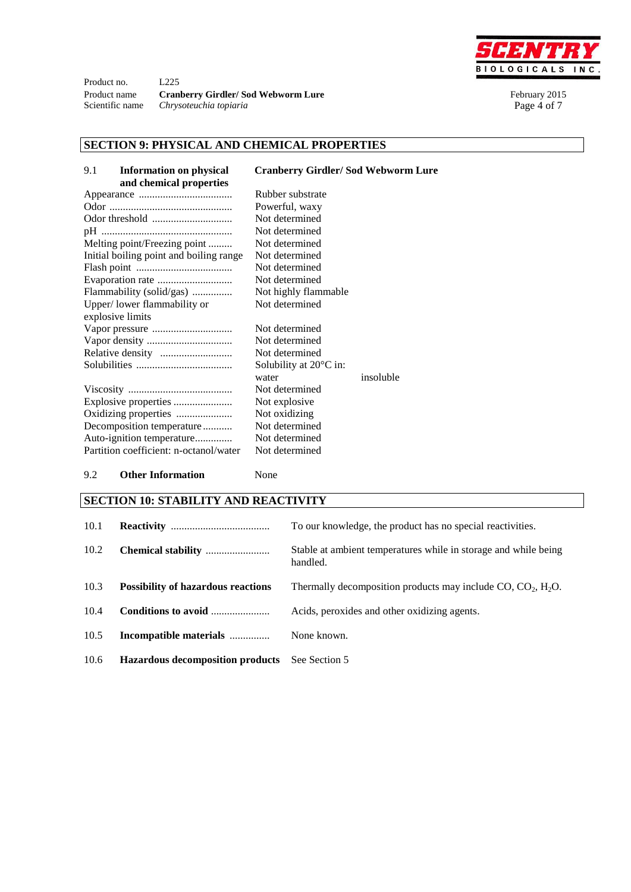## SECTION 9: PHYSICAL AND CHEMICAL PROPERTIES

| 9.1 **Information on physical and chemical properties** | **Cranberry Girdler/ Sod Webworm Lure** | |
|---|---|---|
| Appearance | Rubber substrate | |
| Odor | Powerful, waxy | |
| Odor threshold | Not determined | |
| pH | Not determined | |
| Melting point/Freezing point | Not determined | |
| Initial boiling point and boiling range | Not determined | |
| Flash point | Not determined | |
| Evaporation rate | Not determined | |
| Flammability (solid/gas) | Not highly flammable | |
| Upper/ lower flammability or explosive limits | Not determined | |
| Vapor pressure | Not determined | |
| Vapor density | Not determined | |
| Relative density | Not determined | |
| Solubilities | Solubility at 20°C in: | |
| | water | insoluble |
| Viscosity | Not determined | |
| Explosive properties | Not explosive | |
| Oxidizing properties | Not oxidizing | |
| Decomposition temperature | Not determined | |
| Auto-ignition temperature | Not determined | |
| Partition coefficient: n-octanol/water | Not determined | |

9.2 **Other Information** None

## SECTION 10: STABILITY AND REACTIVITY

| | | |
|---|---|---|
| 10.1 | **Reactivity** | To our knowledge, the product has no special reactivities. |
| 10.2 | **Chemical stability** | Stable at ambient temperatures while in storage and while being handled. |
| 10.3 | **Possibility of hazardous reactions** | Thermally decomposition products may include CO, $CO_2$, $H_2O$. |
| 10.4 | **Conditions to avoid** | Acids, peroxides and other oxidizing agents. |
| 10.5 | **Incompatible materials** | None known. |
| 10.6 | **Hazardous decomposition products** | See Section 5 |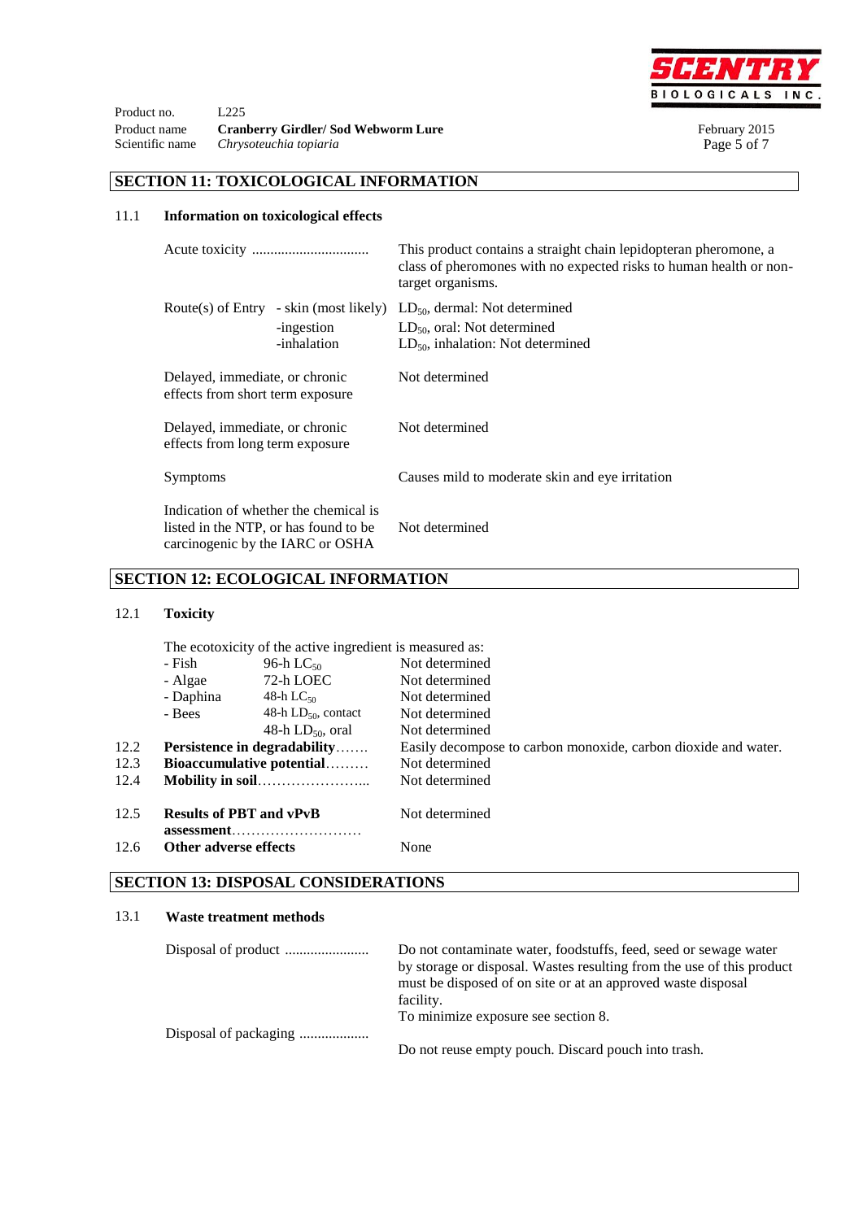## SECTION 11: TOXICOLOGICAL INFORMATION

### 11.1 Information on toxicological effects

| | | |
|---|---|---|
| Acute toxicity ................................ | | This product contains a straight chain lepidopteran pheromone, a class of pheromones with no expected risks to human health or non-target organisms. |
| Route(s) of Entry | - skin (most likely) | $LD_{50}$, dermal: Not determined |
| | -ingestion | $LD_{50}$, oral: Not determined |
| | -inhalation | $LD_{50}$, inhalation: Not determined |
| Delayed, immediate, or chronic effects from short term exposure | | Not determined |
| Delayed, immediate, or chronic effects from long term exposure | | Not determined |
| Symptoms | | Causes mild to moderate skin and eye irritation |
| Indication of whether the chemical is listed in the NTP, or has found to be carcinogenic by the IARC or OSHA | | Not determined |

## SECTION 12: ECOLOGICAL INFORMATION

### 12.1 Toxicity

The ecotoxicity of the active ingredient is measured as:

| | | |
|---|---|---|
| - Fish | 96-h $LC_{50}$ | Not determined |
| - Algae | 72-h LOEC | Not determined |
| - Daphina | 48-h $LC_{50}$ | Not determined |
| - Bees | 48-h $LD_{50}$, contact | Not determined |
| | 48-h $LD_{50}$, oral | Not determined |

12.2 **Persistence in degradability**....... Easily decompose to carbon monoxide, carbon dioxide and water.

12.3 **Bioaccumulative potential**......... Not determined

12.4 **Mobility in soil**........................... Not determined

12.5 **Results of PBT and vPvB assessment**........................... Not determined

12.6 **Other adverse effects** None

## SECTION 13: DISPOSAL CONSIDERATIONS

### 13.1 Waste treatment methods

Disposal of product .......................

Do not contaminate water, foodstuffs, feed, seed or sewage water by storage or disposal. Wastes resulting from the use of this product must be disposed of on site or at an approved waste disposal facility.
To minimize exposure see section 8.

Disposal of packaging ...................

Do not reuse empty pouch. Discard pouch into trash.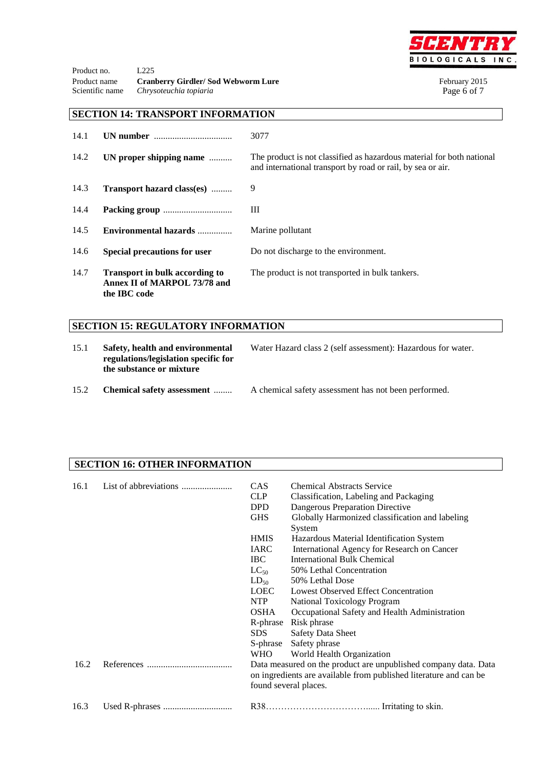## SECTION 14: TRANSPORT INFORMATION

| | | |
|---|---|---|
| 14.1 | **UN number** ................................. | 3077 |
| 14.2 | **UN proper shipping name** .......... | The product is not classified as hazardous material for both national and international transport by road or rail, by sea or air. |
| 14.3 | **Transport hazard class(es)** ......... | 9 |
| 14.4 | **Packing group** .............................. | III |
| 14.5 | **Environmental hazards** .............. | Marine pollutant |
| 14.6 | **Special precautions for user** | Do not discharge to the environment. |
| 14.7 | **Transport in bulk according to Annex II of MARPOL 73/78 and the IBC code** | The product is not transported in bulk tankers. |

## SECTION 15: REGULATORY INFORMATION

| | | |
|---|---|---|
| 15.1 | **Safety, health and environmental regulations/legislation specific for the substance or mixture** | Water Hazard class 2 (self assessment): Hazardous for water. |
| 15.2 | **Chemical safety assessment** ........ | A chemical safety assessment has not been performed. |

## SECTION 16: OTHER INFORMATION

16.1 List of abbreviations ......................

| | |
|---|---|
| CAS | Chemical Abstracts Service |
| CLP | Classification, Labeling and Packaging |
| DPD | Dangerous Preparation Directive |
| GHS | Globally Harmonized classification and labeling System |
| HMIS | Hazardous Material Identification System |
| IARC | International Agency for Research on Cancer |
| IBC | International Bulk Chemical |
| $LC_{50}$ | 50% Lethal Concentration |
| $LD_{50}$ | 50% Lethal Dose |
| LOEC | Lowest Observed Effect Concentration |
| NTP | National Toxicology Program |
| OSHA | Occupational Safety and Health Administration |
| R-phrase | Risk phrase |
| SDS | Safety Data Sheet |
| S-phrase | Safety phrase |
| WHO | World Health Organization |

16.2 References ..................................... Data measured on the product are unpublished company data. Data on ingredients are available from published literature and can be found several places.

16.3 Used R-phrases .............................. R38…………………………….... Irritating to skin.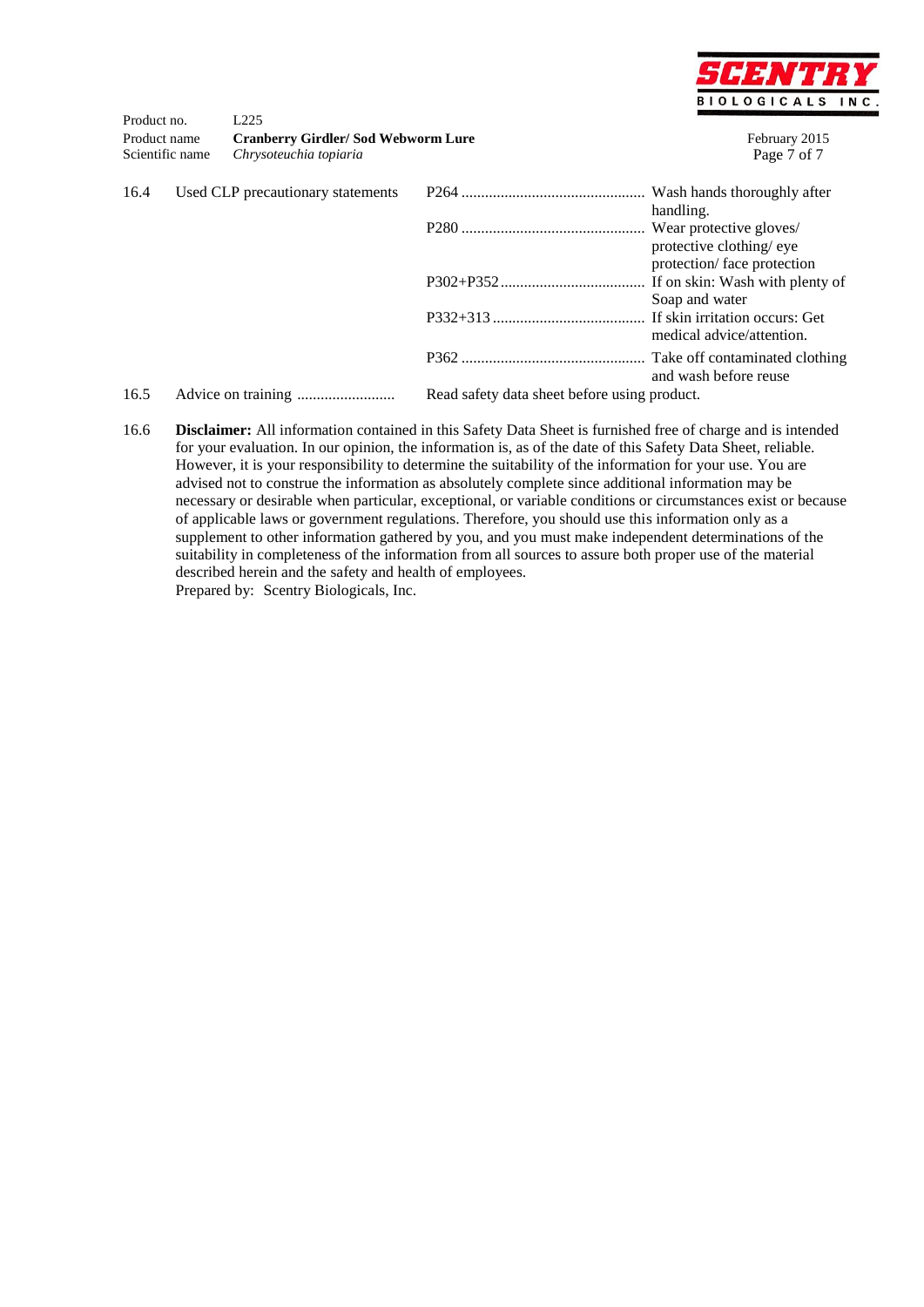16.4 Used CLP precautionary statements

| | |
|---|---|
| P264 | Wash hands thoroughly after handling. |
| P280 | Wear protective gloves/ protective clothing/ eye protection/ face protection |
| P302+P352 | If on skin: Wash with plenty of Soap and water |
| P332+313 | If skin irritation occurs: Get medical advice/attention. |
| P362 | Take off contaminated clothing and wash before reuse |

16.5 Advice on training ......................... Read safety data sheet before using product.

16.6 **Disclaimer:** All information contained in this Safety Data Sheet is furnished free of charge and is intended for your evaluation. In our opinion, the information is, as of the date of this Safety Data Sheet, reliable. However, it is your responsibility to determine the suitability of the information for your use. You are advised not to construe the information as absolutely complete since additional information may be necessary or desirable when particular, exceptional, or variable conditions or circumstances exist or because of applicable laws or government regulations. Therefore, you should use this information only as a supplement to other information gathered by you, and you must make independent determinations of the suitability in completeness of the information from all sources to assure both proper use of the material described herein and the safety and health of employees.
Prepared by: Scentry Biologicals, Inc.